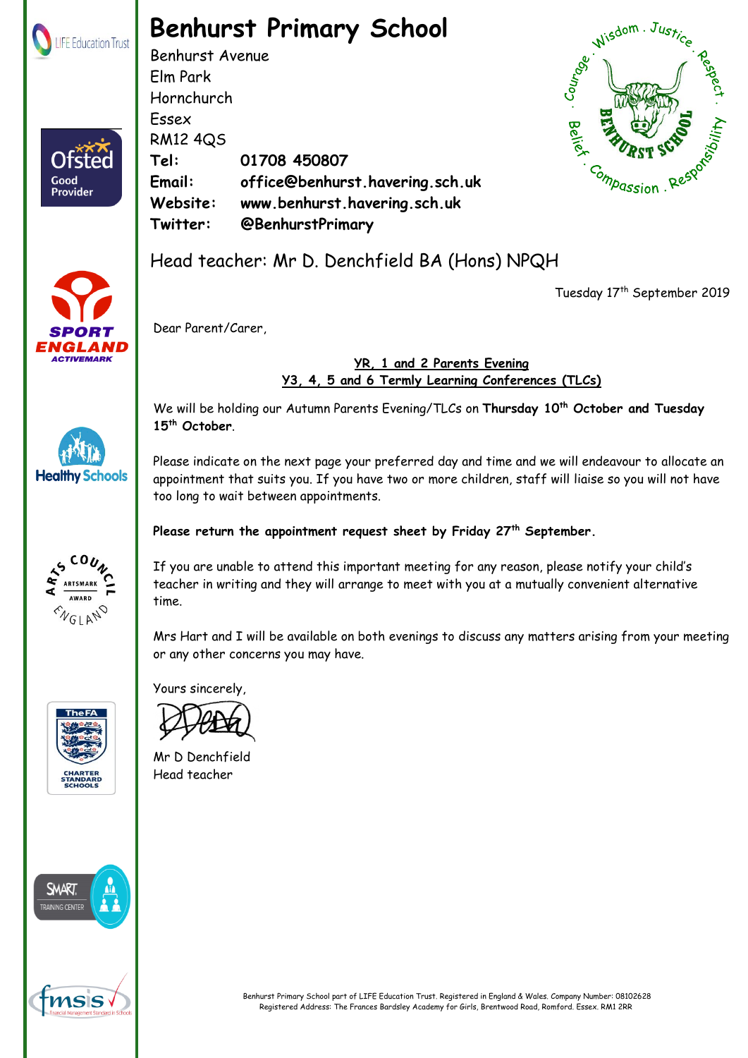# Benhurst Primary School

Benhurst Avenue
Elm Park
Hornchurch
Essex
RM12 4QS

**Tel:** **01708 450807**
**Email:** **office@benhurst.havering.sch.uk**
**Website:** **www.benhurst.havering.sch.uk**
**Twitter:** **@BenhurstPrimary**

Head teacher: Mr D. Denchfield BA (Hons) NPQH

Tuesday 17th September 2019

Dear Parent/Carer,

**YR, 1 and 2 Parents Evening**
**Y3, 4, 5 and 6 Termly Learning Conferences (TLCs)**

We will be holding our Autumn Parents Evening/TLCs on **Thursday 10th October and Tuesday 15th October**.

Please indicate on the next page your preferred day and time and we will endeavour to allocate an appointment that suits you. If you have two or more children, staff will liaise so you will not have too long to wait between appointments.

**Please return the appointment request sheet by Friday 27th September.**

If you are unable to attend this important meeting for any reason, please notify your child's teacher in writing and they will arrange to meet with you at a mutually convenient alternative time.

Mrs Hart and I will be available on both evenings to discuss any matters arising from your meeting or any other concerns you may have.

Yours sincerely,

Mr D Denchfield
Head teacher

Benhurst Primary School part of LIFE Education Trust. Registered in England & Wales. Company Number: 08102628
Registered Address: The Frances Bardsley Academy for Girls, Brentwood Road, Romford. Essex. RM1 2RR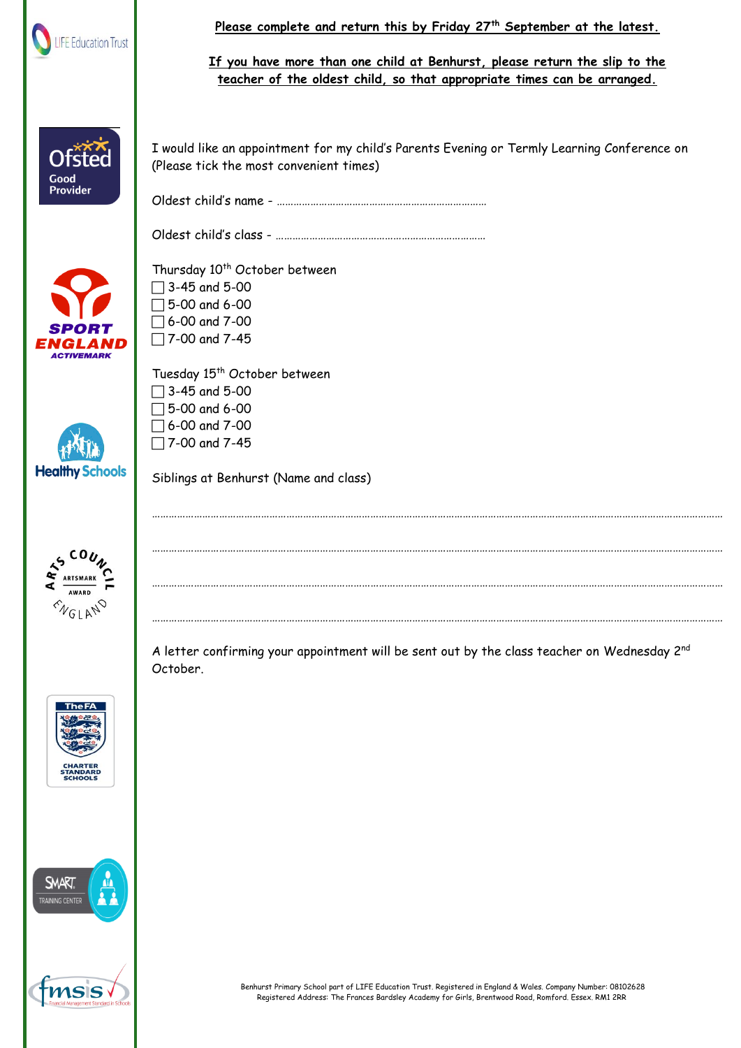**Please complete and return this by Friday 27th September at the latest.**

**If you have more than one child at Benhurst, please return the slip to the teacher of the oldest child, so that appropriate times can be arranged.**

I would like an appointment for my child's Parents Evening or Termly Learning Conference on (Please tick the most convenient times)

Oldest child's name - ……………………………………………………………

Oldest child's class - ……………………………………………………………

Thursday 10th October between

- ☐ 3-45 and 5-00
- ☐ 5-00 and 6-00
- ☐ 6-00 and 7-00
- ☐ 7-00 and 7-45

Tuesday 15th October between

- ☐ 3-45 and 5-00
- ☐ 5-00 and 6-00
- ☐ 6-00 and 7-00
- ☐ 7-00 and 7-45

Siblings at Benhurst (Name and class)

……………………………………………………………………………………………………………………………………

……………………………………………………………………………………………………………………………………

……………………………………………………………………………………………………………………………………

……………………………………………………………………………………………………………………………………

A letter confirming your appointment will be sent out by the class teacher on Wednesday 2nd October.

Benhurst Primary School part of LIFE Education Trust. Registered in England & Wales. Company Number: 08102628
Registered Address: The Frances Bardsley Academy for Girls, Brentwood Road, Romford. Essex. RM1 2RR